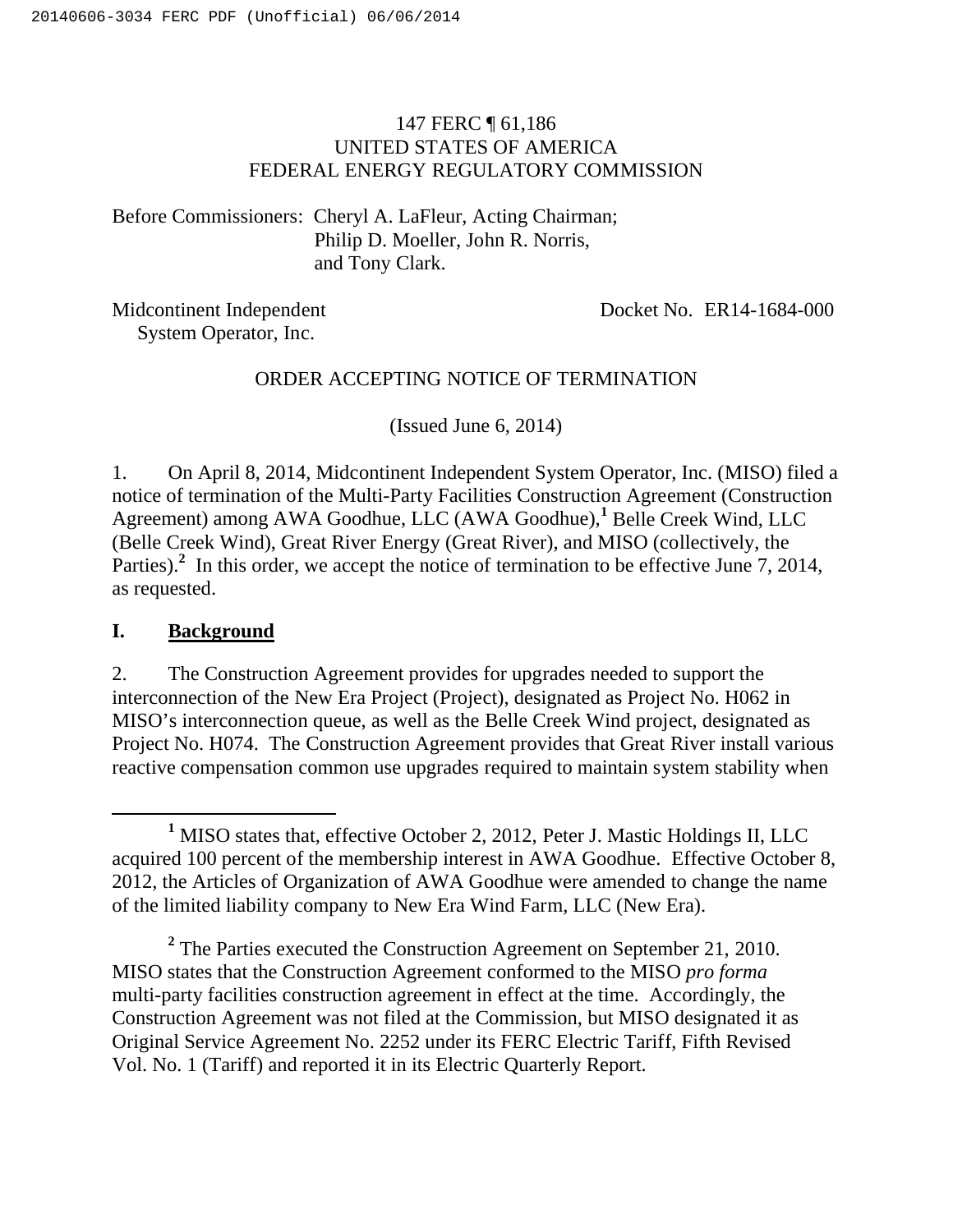147 FERC ¶ 61,186
UNITED STATES OF AMERICA
FEDERAL ENERGY REGULATORY COMMISSION

Before Commissioners: Cheryl A. LaFleur, Acting Chairman;
Philip D. Moeller, John R. Norris,
and Tony Clark.

Midcontinent Independent System Operator, Inc. — Docket No. ER14-1684-000

ORDER ACCEPTING NOTICE OF TERMINATION

(Issued June 6, 2014)

1. On April 8, 2014, Midcontinent Independent System Operator, Inc. (MISO) filed a notice of termination of the Multi-Party Facilities Construction Agreement (Construction Agreement) among AWA Goodhue, LLC (AWA Goodhue),[1] Belle Creek Wind, LLC (Belle Creek Wind), Great River Energy (Great River), and MISO (collectively, the Parties).[2] In this order, we accept the notice of termination to be effective June 7, 2014, as requested.

## I. Background

2. The Construction Agreement provides for upgrades needed to support the interconnection of the New Era Project (Project), designated as Project No. H062 in MISO's interconnection queue, as well as the Belle Creek Wind project, designated as Project No. H074. The Construction Agreement provides that Great River install various reactive compensation common use upgrades required to maintain system stability when

---

[1] MISO states that, effective October 2, 2012, Peter J. Mastic Holdings II, LLC acquired 100 percent of the membership interest in AWA Goodhue. Effective October 8, 2012, the Articles of Organization of AWA Goodhue were amended to change the name of the limited liability company to New Era Wind Farm, LLC (New Era).

[2] The Parties executed the Construction Agreement on September 21, 2010. MISO states that the Construction Agreement conformed to the MISO *pro forma* multi-party facilities construction agreement in effect at the time. Accordingly, the Construction Agreement was not filed at the Commission, but MISO designated it as Original Service Agreement No. 2252 under its FERC Electric Tariff, Fifth Revised Vol. No. 1 (Tariff) and reported it in its Electric Quarterly Report.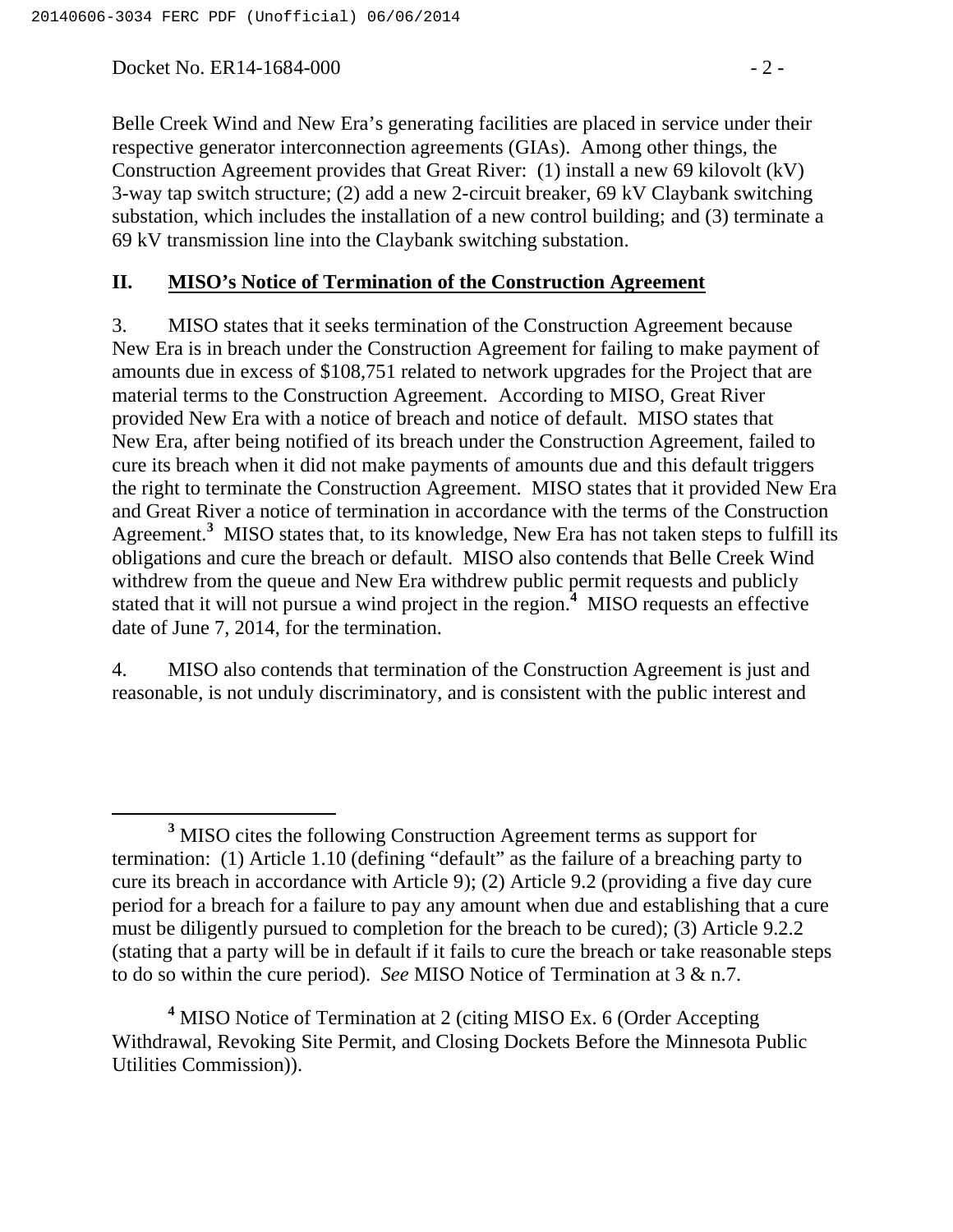Belle Creek Wind and New Era's generating facilities are placed in service under their respective generator interconnection agreements (GIAs). Among other things, the Construction Agreement provides that Great River: (1) install a new 69 kilovolt (kV) 3-way tap switch structure; (2) add a new 2-circuit breaker, 69 kV Claybank switching substation, which includes the installation of a new control building; and (3) terminate a 69 kV transmission line into the Claybank switching substation.

## II. MISO's Notice of Termination of the Construction Agreement

3. MISO states that it seeks termination of the Construction Agreement because New Era is in breach under the Construction Agreement for failing to make payment of amounts due in excess of $108,751 related to network upgrades for the Project that are material terms to the Construction Agreement. According to MISO, Great River provided New Era with a notice of breach and notice of default. MISO states that New Era, after being notified of its breach under the Construction Agreement, failed to cure its breach when it did not make payments of amounts due and this default triggers the right to terminate the Construction Agreement. MISO states that it provided New Era and Great River a notice of termination in accordance with the terms of the Construction Agreement.[3] MISO states that, to its knowledge, New Era has not taken steps to fulfill its obligations and cure the breach or default. MISO also contends that Belle Creek Wind withdrew from the queue and New Era withdrew public permit requests and publicly stated that it will not pursue a wind project in the region.[4] MISO requests an effective date of June 7, 2014, for the termination.

4. MISO also contends that termination of the Construction Agreement is just and reasonable, is not unduly discriminatory, and is consistent with the public interest and

[3] MISO cites the following Construction Agreement terms as support for termination: (1) Article 1.10 (defining "default" as the failure of a breaching party to cure its breach in accordance with Article 9); (2) Article 9.2 (providing a five day cure period for a breach for a failure to pay any amount when due and establishing that a cure must be diligently pursued to completion for the breach to be cured); (3) Article 9.2.2 (stating that a party will be in default if it fails to cure the breach or take reasonable steps to do so within the cure period). *See* MISO Notice of Termination at 3 & n.7.

[4] MISO Notice of Termination at 2 (citing MISO Ex. 6 (Order Accepting Withdrawal, Revoking Site Permit, and Closing Dockets Before the Minnesota Public Utilities Commission)).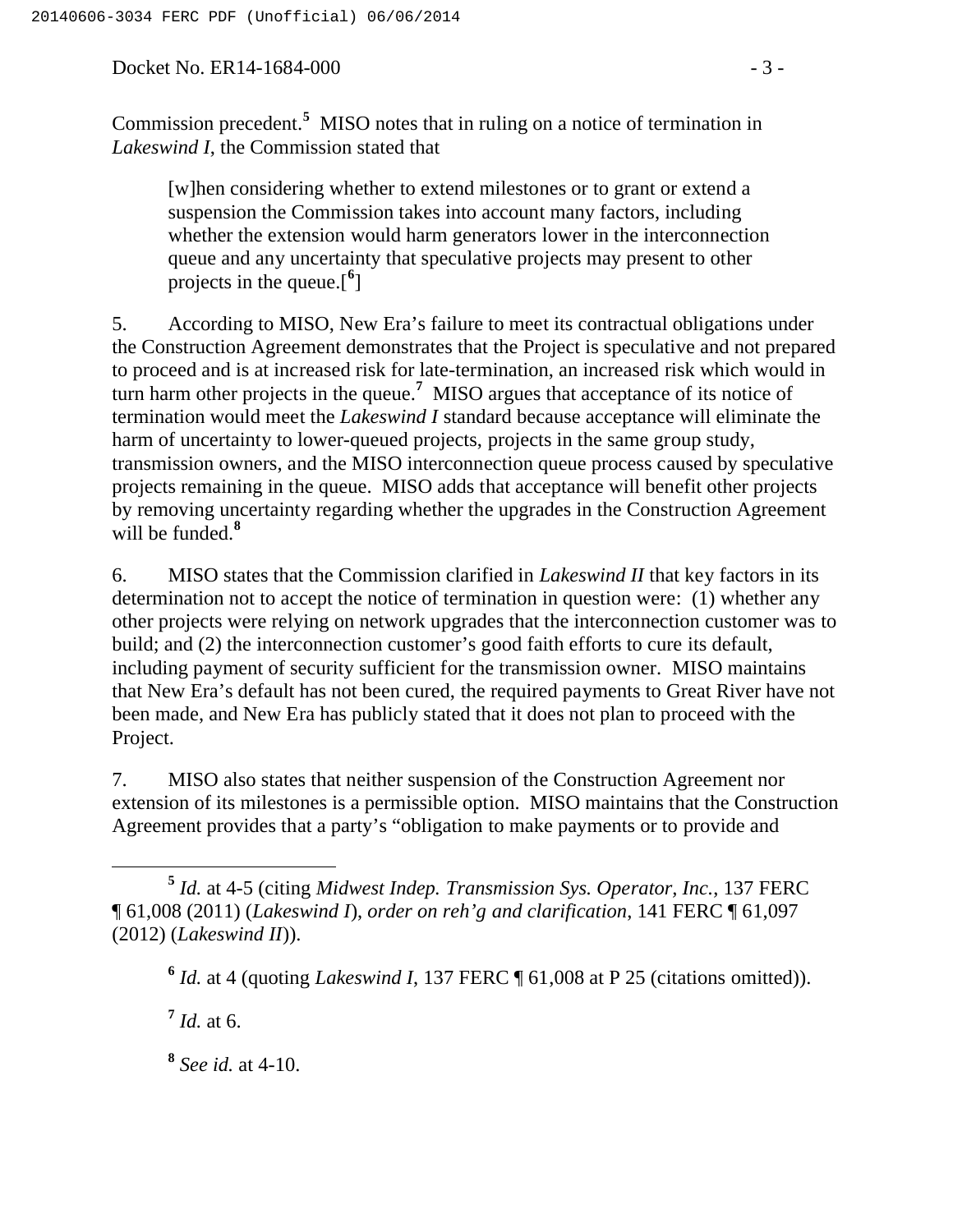Commission precedent.[5] MISO notes that in ruling on a notice of termination in *Lakeswind I*, the Commission stated that

> [w]hen considering whether to extend milestones or to grant or extend a suspension the Commission takes into account many factors, including whether the extension would harm generators lower in the interconnection queue and any uncertainty that speculative projects may present to other projects in the queue.[[6]]

5. According to MISO, New Era's failure to meet its contractual obligations under the Construction Agreement demonstrates that the Project is speculative and not prepared to proceed and is at increased risk for late-termination, an increased risk which would in turn harm other projects in the queue.[7] MISO argues that acceptance of its notice of termination would meet the *Lakeswind I* standard because acceptance will eliminate the harm of uncertainty to lower-queued projects, projects in the same group study, transmission owners, and the MISO interconnection queue process caused by speculative projects remaining in the queue. MISO adds that acceptance will benefit other projects by removing uncertainty regarding whether the upgrades in the Construction Agreement will be funded.[8]

6. MISO states that the Commission clarified in *Lakeswind II* that key factors in its determination not to accept the notice of termination in question were: (1) whether any other projects were relying on network upgrades that the interconnection customer was to build; and (2) the interconnection customer's good faith efforts to cure its default, including payment of security sufficient for the transmission owner. MISO maintains that New Era's default has not been cured, the required payments to Great River have not been made, and New Era has publicly stated that it does not plan to proceed with the Project.

7. MISO also states that neither suspension of the Construction Agreement nor extension of its milestones is a permissible option. MISO maintains that the Construction Agreement provides that a party's "obligation to make payments or to provide and

---

[5] *Id.* at 4-5 (citing *Midwest Indep. Transmission Sys. Operator, Inc.*, 137 FERC ¶ 61,008 (2011) (*Lakeswind I*), *order on reh'g and clarification*, 141 FERC ¶ 61,097 (2012) (*Lakeswind II*)).

[6] *Id.* at 4 (quoting *Lakeswind I*, 137 FERC ¶ 61,008 at P 25 (citations omitted)).

[7] *Id.* at 6.

[8] *See id.* at 4-10.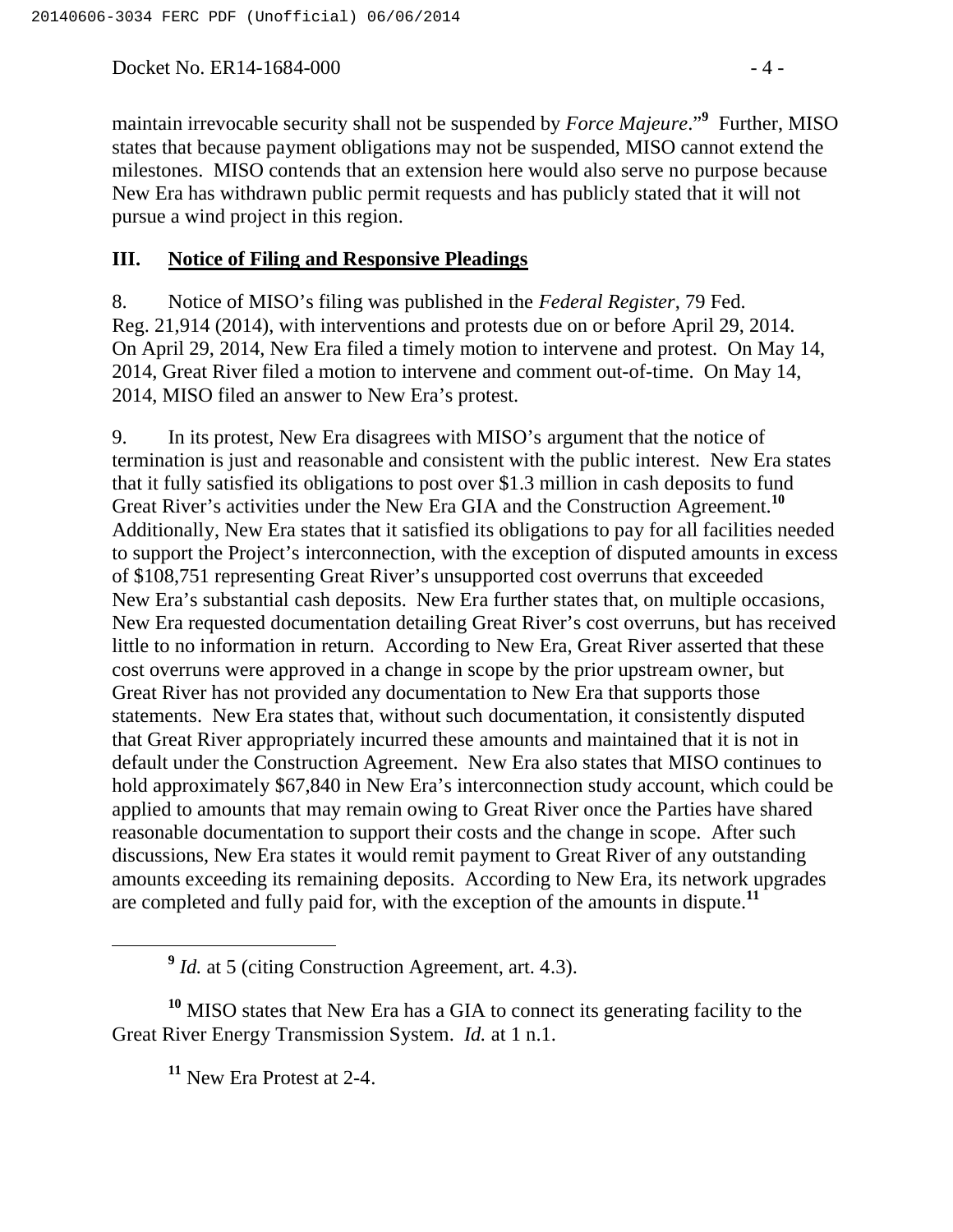maintain irrevocable security shall not be suspended by *Force Majeure*."[9] Further, MISO states that because payment obligations may not be suspended, MISO cannot extend the milestones. MISO contends that an extension here would also serve no purpose because New Era has withdrawn public permit requests and has publicly stated that it will not pursue a wind project in this region.

## III. Notice of Filing and Responsive Pleadings

8. Notice of MISO's filing was published in the *Federal Register*, 79 Fed. Reg. 21,914 (2014), with interventions and protests due on or before April 29, 2014. On April 29, 2014, New Era filed a timely motion to intervene and protest. On May 14, 2014, Great River filed a motion to intervene and comment out-of-time. On May 14, 2014, MISO filed an answer to New Era's protest.

9. In its protest, New Era disagrees with MISO's argument that the notice of termination is just and reasonable and consistent with the public interest. New Era states that it fully satisfied its obligations to post over $1.3 million in cash deposits to fund Great River's activities under the New Era GIA and the Construction Agreement.[10] Additionally, New Era states that it satisfied its obligations to pay for all facilities needed to support the Project's interconnection, with the exception of disputed amounts in excess of $108,751 representing Great River's unsupported cost overruns that exceeded New Era's substantial cash deposits. New Era further states that, on multiple occasions, New Era requested documentation detailing Great River's cost overruns, but has received little to no information in return. According to New Era, Great River asserted that these cost overruns were approved in a change in scope by the prior upstream owner, but Great River has not provided any documentation to New Era that supports those statements. New Era states that, without such documentation, it consistently disputed that Great River appropriately incurred these amounts and maintained that it is not in default under the Construction Agreement. New Era also states that MISO continues to hold approximately $67,840 in New Era's interconnection study account, which could be applied to amounts that may remain owing to Great River once the Parties have shared reasonable documentation to support their costs and the change in scope. After such discussions, New Era states it would remit payment to Great River of any outstanding amounts exceeding its remaining deposits. According to New Era, its network upgrades are completed and fully paid for, with the exception of the amounts in dispute.[11]

---

[9] *Id.* at 5 (citing Construction Agreement, art. 4.3).

[10] MISO states that New Era has a GIA to connect its generating facility to the Great River Energy Transmission System. *Id.* at 1 n.1.

[11] New Era Protest at 2-4.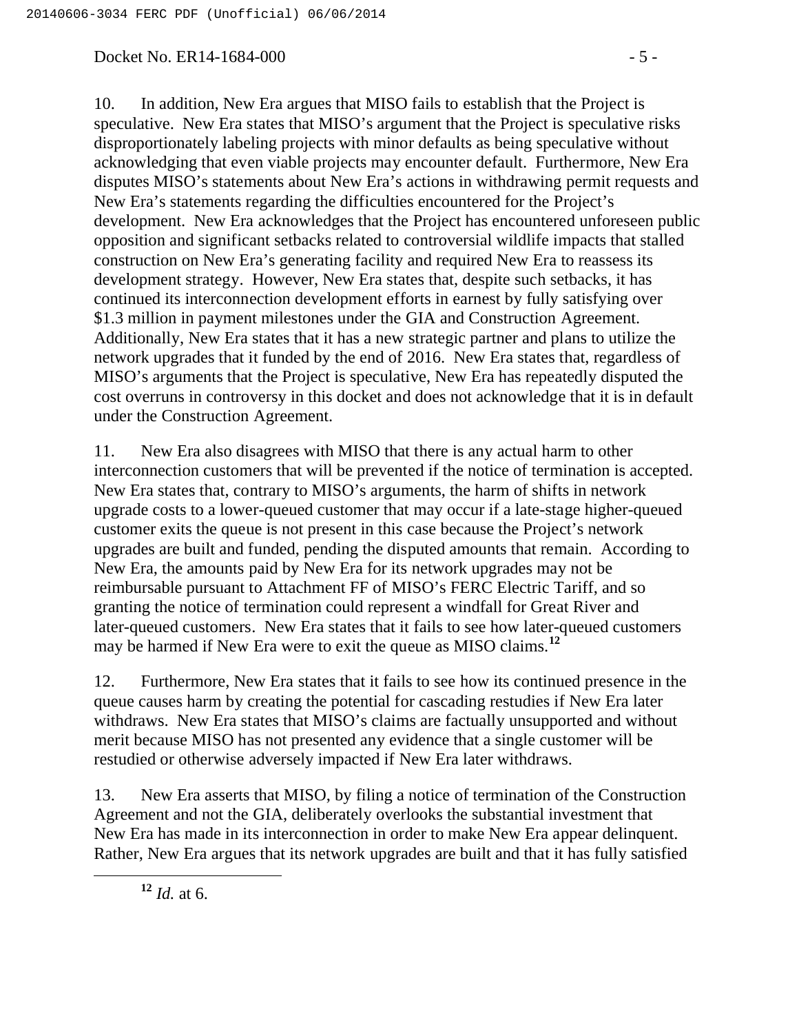10. In addition, New Era argues that MISO fails to establish that the Project is speculative. New Era states that MISO's argument that the Project is speculative risks disproportionately labeling projects with minor defaults as being speculative without acknowledging that even viable projects may encounter default. Furthermore, New Era disputes MISO's statements about New Era's actions in withdrawing permit requests and New Era's statements regarding the difficulties encountered for the Project's development. New Era acknowledges that the Project has encountered unforeseen public opposition and significant setbacks related to controversial wildlife impacts that stalled construction on New Era's generating facility and required New Era to reassess its development strategy. However, New Era states that, despite such setbacks, it has continued its interconnection development efforts in earnest by fully satisfying over \$1.3 million in payment milestones under the GIA and Construction Agreement. Additionally, New Era states that it has a new strategic partner and plans to utilize the network upgrades that it funded by the end of 2016. New Era states that, regardless of MISO's arguments that the Project is speculative, New Era has repeatedly disputed the cost overruns in controversy in this docket and does not acknowledge that it is in default under the Construction Agreement.

11. New Era also disagrees with MISO that there is any actual harm to other interconnection customers that will be prevented if the notice of termination is accepted. New Era states that, contrary to MISO's arguments, the harm of shifts in network upgrade costs to a lower-queued customer that may occur if a late-stage higher-queued customer exits the queue is not present in this case because the Project's network upgrades are built and funded, pending the disputed amounts that remain. According to New Era, the amounts paid by New Era for its network upgrades may not be reimbursable pursuant to Attachment FF of MISO's FERC Electric Tariff, and so granting the notice of termination could represent a windfall for Great River and later-queued customers. New Era states that it fails to see how later-queued customers may be harmed if New Era were to exit the queue as MISO claims.[12]

12. Furthermore, New Era states that it fails to see how its continued presence in the queue causes harm by creating the potential for cascading restudies if New Era later withdraws. New Era states that MISO's claims are factually unsupported and without merit because MISO has not presented any evidence that a single customer will be restudied or otherwise adversely impacted if New Era later withdraws.

13. New Era asserts that MISO, by filing a notice of termination of the Construction Agreement and not the GIA, deliberately overlooks the substantial investment that New Era has made in its interconnection in order to make New Era appear delinquent. Rather, New Era argues that its network upgrades are built and that it has fully satisfied

---

[12] *Id.* at 6.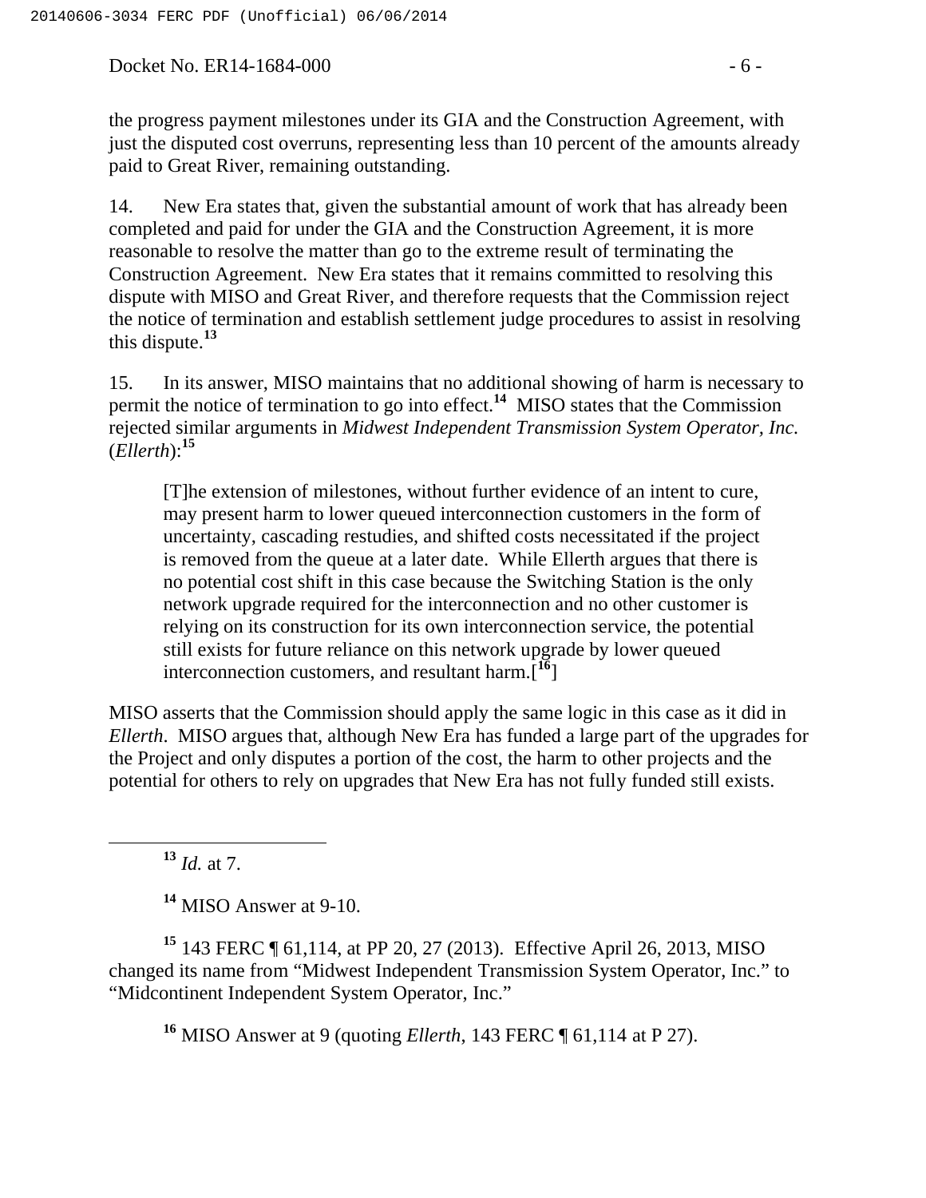the progress payment milestones under its GIA and the Construction Agreement, with just the disputed cost overruns, representing less than 10 percent of the amounts already paid to Great River, remaining outstanding.

14. New Era states that, given the substantial amount of work that has already been completed and paid for under the GIA and the Construction Agreement, it is more reasonable to resolve the matter than go to the extreme result of terminating the Construction Agreement. New Era states that it remains committed to resolving this dispute with MISO and Great River, and therefore requests that the Commission reject the notice of termination and establish settlement judge procedures to assist in resolving this dispute.[13]

15. In its answer, MISO maintains that no additional showing of harm is necessary to permit the notice of termination to go into effect.[14] MISO states that the Commission rejected similar arguments in *Midwest Independent Transmission System Operator, Inc.* (*Ellerth*):[15]

> [T]he extension of milestones, without further evidence of an intent to cure, may present harm to lower queued interconnection customers in the form of uncertainty, cascading restudies, and shifted costs necessitated if the project is removed from the queue at a later date. While Ellerth argues that there is no potential cost shift in this case because the Switching Station is the only network upgrade required for the interconnection and no other customer is relying on its construction for its own interconnection service, the potential still exists for future reliance on this network upgrade by lower queued interconnection customers, and resultant harm.[16]

MISO asserts that the Commission should apply the same logic in this case as it did in *Ellerth*. MISO argues that, although New Era has funded a large part of the upgrades for the Project and only disputes a portion of the cost, the harm to other projects and the potential for others to rely on upgrades that New Era has not fully funded still exists.

---

[13] *Id.* at 7.

[14] MISO Answer at 9-10.

[15] 143 FERC ¶ 61,114, at PP 20, 27 (2013). Effective April 26, 2013, MISO changed its name from "Midwest Independent Transmission System Operator, Inc." to "Midcontinent Independent System Operator, Inc."

[16] MISO Answer at 9 (quoting *Ellerth*, 143 FERC ¶ 61,114 at P 27).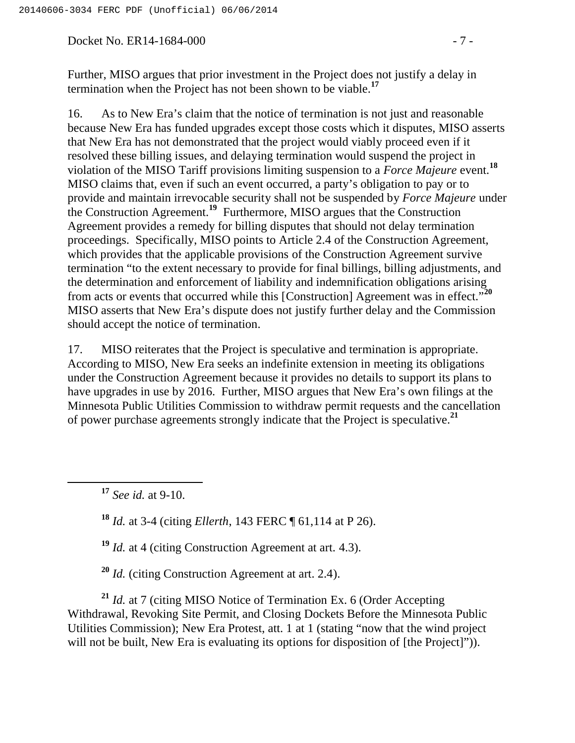Further, MISO argues that prior investment in the Project does not justify a delay in termination when the Project has not been shown to be viable.[17]

16. As to New Era's claim that the notice of termination is not just and reasonable because New Era has funded upgrades except those costs which it disputes, MISO asserts that New Era has not demonstrated that the project would viably proceed even if it resolved these billing issues, and delaying termination would suspend the project in violation of the MISO Tariff provisions limiting suspension to a *Force Majeure* event.[18] MISO claims that, even if such an event occurred, a party's obligation to pay or to provide and maintain irrevocable security shall not be suspended by *Force Majeure* under the Construction Agreement.[19] Furthermore, MISO argues that the Construction Agreement provides a remedy for billing disputes that should not delay termination proceedings. Specifically, MISO points to Article 2.4 of the Construction Agreement, which provides that the applicable provisions of the Construction Agreement survive termination "to the extent necessary to provide for final billings, billing adjustments, and the determination and enforcement of liability and indemnification obligations arising from acts or events that occurred while this [Construction] Agreement was in effect."[20] MISO asserts that New Era's dispute does not justify further delay and the Commission should accept the notice of termination.

17. MISO reiterates that the Project is speculative and termination is appropriate. According to MISO, New Era seeks an indefinite extension in meeting its obligations under the Construction Agreement because it provides no details to support its plans to have upgrades in use by 2016. Further, MISO argues that New Era's own filings at the Minnesota Public Utilities Commission to withdraw permit requests and the cancellation of power purchase agreements strongly indicate that the Project is speculative.[21]

---

[17] *See id.* at 9-10.

[18] *Id.* at 3-4 (citing *Ellerth*, 143 FERC ¶ 61,114 at P 26).

[19] *Id.* at 4 (citing Construction Agreement at art. 4.3).

[20] *Id.* (citing Construction Agreement at art. 2.4).

[21] *Id.* at 7 (citing MISO Notice of Termination Ex. 6 (Order Accepting Withdrawal, Revoking Site Permit, and Closing Dockets Before the Minnesota Public Utilities Commission); New Era Protest, att. 1 at 1 (stating "now that the wind project will not be built, New Era is evaluating its options for disposition of [the Project]")).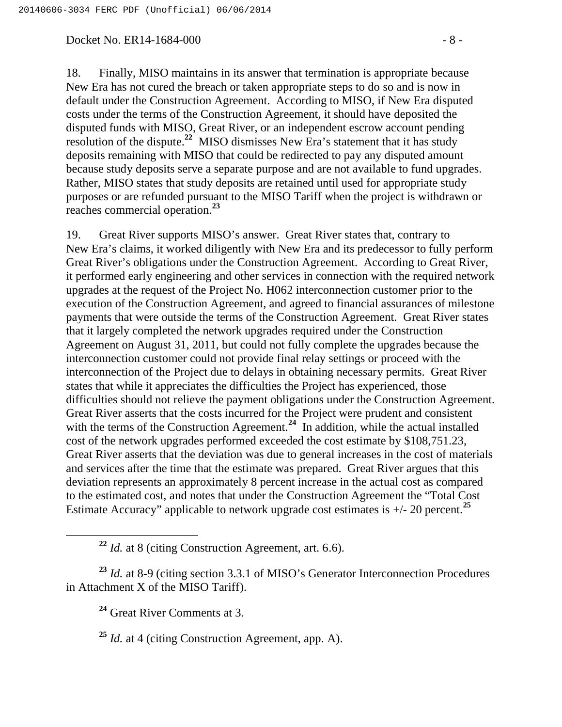18. Finally, MISO maintains in its answer that termination is appropriate because New Era has not cured the breach or taken appropriate steps to do so and is now in default under the Construction Agreement. According to MISO, if New Era disputed costs under the terms of the Construction Agreement, it should have deposited the disputed funds with MISO, Great River, or an independent escrow account pending resolution of the dispute.[22] MISO dismisses New Era's statement that it has study deposits remaining with MISO that could be redirected to pay any disputed amount because study deposits serve a separate purpose and are not available to fund upgrades. Rather, MISO states that study deposits are retained until used for appropriate study purposes or are refunded pursuant to the MISO Tariff when the project is withdrawn or reaches commercial operation.[23]

19. Great River supports MISO's answer. Great River states that, contrary to New Era's claims, it worked diligently with New Era and its predecessor to fully perform Great River's obligations under the Construction Agreement. According to Great River, it performed early engineering and other services in connection with the required network upgrades at the request of the Project No. H062 interconnection customer prior to the execution of the Construction Agreement, and agreed to financial assurances of milestone payments that were outside the terms of the Construction Agreement. Great River states that it largely completed the network upgrades required under the Construction Agreement on August 31, 2011, but could not fully complete the upgrades because the interconnection customer could not provide final relay settings or proceed with the interconnection of the Project due to delays in obtaining necessary permits. Great River states that while it appreciates the difficulties the Project has experienced, those difficulties should not relieve the payment obligations under the Construction Agreement. Great River asserts that the costs incurred for the Project were prudent and consistent with the terms of the Construction Agreement.[24] In addition, while the actual installed cost of the network upgrades performed exceeded the cost estimate by $108,751.23, Great River asserts that the deviation was due to general increases in the cost of materials and services after the time that the estimate was prepared. Great River argues that this deviation represents an approximately 8 percent increase in the actual cost as compared to the estimated cost, and notes that under the Construction Agreement the "Total Cost Estimate Accuracy" applicable to network upgrade cost estimates is +/- 20 percent.[25]

---

[22] *Id.* at 8 (citing Construction Agreement, art. 6.6).

[23] *Id.* at 8-9 (citing section 3.3.1 of MISO's Generator Interconnection Procedures in Attachment X of the MISO Tariff).

[24] Great River Comments at 3.

[25] *Id.* at 4 (citing Construction Agreement, app. A).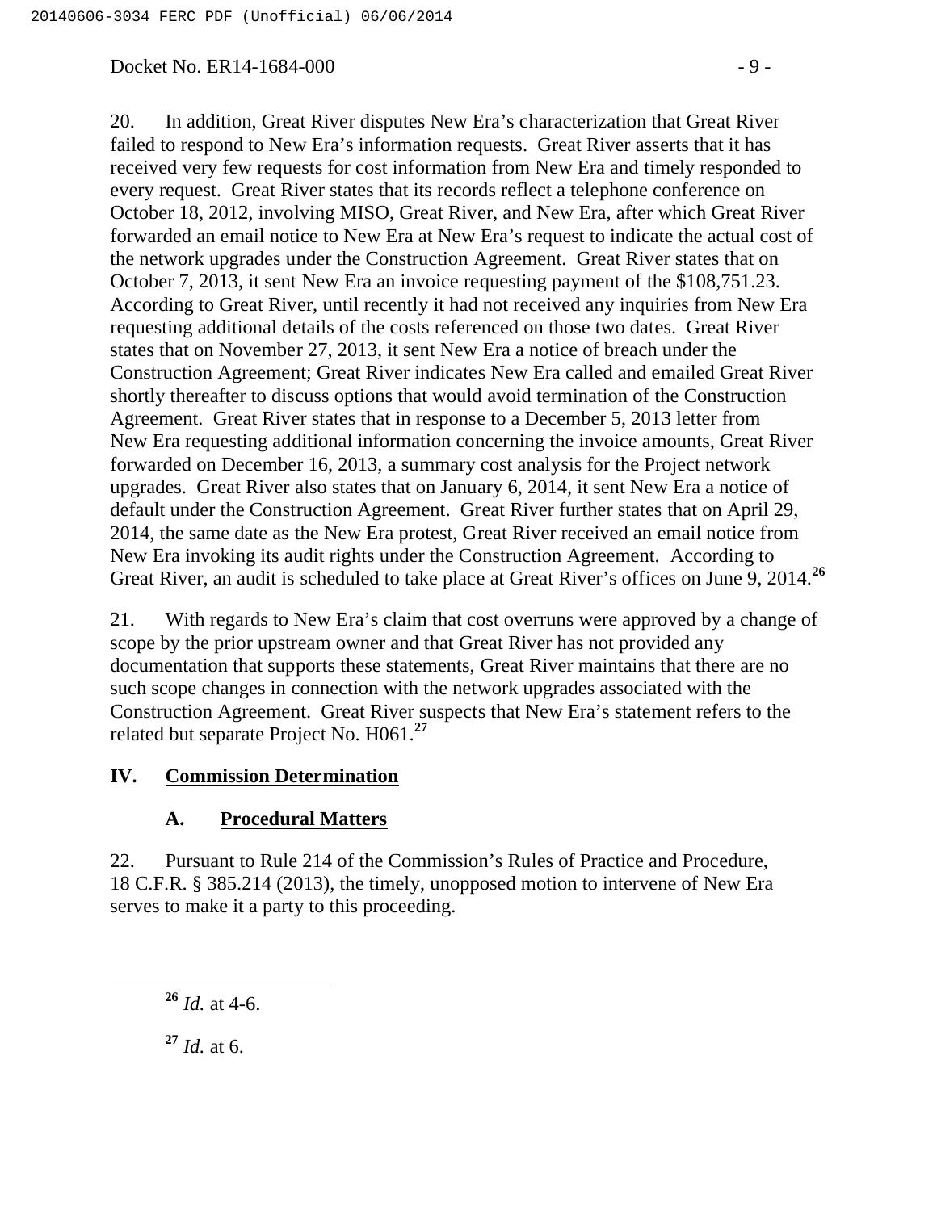20. In addition, Great River disputes New Era's characterization that Great River failed to respond to New Era's information requests. Great River asserts that it has received very few requests for cost information from New Era and timely responded to every request. Great River states that its records reflect a telephone conference on October 18, 2012, involving MISO, Great River, and New Era, after which Great River forwarded an email notice to New Era at New Era's request to indicate the actual cost of the network upgrades under the Construction Agreement. Great River states that on October 7, 2013, it sent New Era an invoice requesting payment of the $108,751.23. According to Great River, until recently it had not received any inquiries from New Era requesting additional details of the costs referenced on those two dates. Great River states that on November 27, 2013, it sent New Era a notice of breach under the Construction Agreement; Great River indicates New Era called and emailed Great River shortly thereafter to discuss options that would avoid termination of the Construction Agreement. Great River states that in response to a December 5, 2013 letter from New Era requesting additional information concerning the invoice amounts, Great River forwarded on December 16, 2013, a summary cost analysis for the Project network upgrades. Great River also states that on January 6, 2014, it sent New Era a notice of default under the Construction Agreement. Great River further states that on April 29, 2014, the same date as the New Era protest, Great River received an email notice from New Era invoking its audit rights under the Construction Agreement. According to Great River, an audit is scheduled to take place at Great River's offices on June 9, 2014.[26]

21. With regards to New Era's claim that cost overruns were approved by a change of scope by the prior upstream owner and that Great River has not provided any documentation that supports these statements, Great River maintains that there are no such scope changes in connection with the network upgrades associated with the Construction Agreement. Great River suspects that New Era's statement refers to the related but separate Project No. H061.[27]

## IV. Commission Determination

### A. Procedural Matters

22. Pursuant to Rule 214 of the Commission's Rules of Practice and Procedure, 18 C.F.R. § 385.214 (2013), the timely, unopposed motion to intervene of New Era serves to make it a party to this proceeding.

---

[26] *Id.* at 4-6.

[27] *Id.* at 6.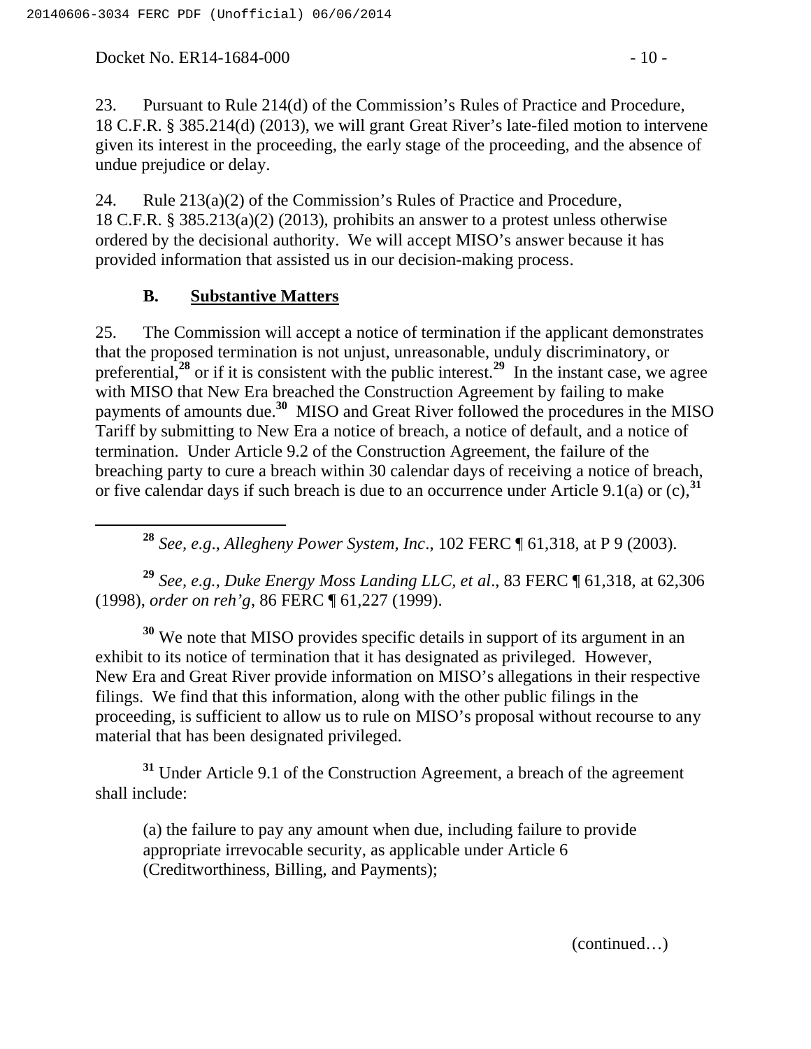23. Pursuant to Rule 214(d) of the Commission's Rules of Practice and Procedure, 18 C.F.R. § 385.214(d) (2013), we will grant Great River's late-filed motion to intervene given its interest in the proceeding, the early stage of the proceeding, and the absence of undue prejudice or delay.

24. Rule 213(a)(2) of the Commission's Rules of Practice and Procedure, 18 C.F.R. § 385.213(a)(2) (2013), prohibits an answer to a protest unless otherwise ordered by the decisional authority. We will accept MISO's answer because it has provided information that assisted us in our decision-making process.

### B. Substantive Matters

25. The Commission will accept a notice of termination if the applicant demonstrates that the proposed termination is not unjust, unreasonable, unduly discriminatory, or preferential,[28] or if it is consistent with the public interest.[29] In the instant case, we agree with MISO that New Era breached the Construction Agreement by failing to make payments of amounts due.[30] MISO and Great River followed the procedures in the MISO Tariff by submitting to New Era a notice of breach, a notice of default, and a notice of termination. Under Article 9.2 of the Construction Agreement, the failure of the breaching party to cure a breach within 30 calendar days of receiving a notice of breach, or five calendar days if such breach is due to an occurrence under Article 9.1(a) or (c),[31]

---

[28] *See, e.g.*, *Allegheny Power System, Inc*., 102 FERC ¶ 61,318, at P 9 (2003).

[29] *See, e.g.*, *Duke Energy Moss Landing LLC, et al*., 83 FERC ¶ 61,318, at 62,306 (1998), *order on reh'g*, 86 FERC ¶ 61,227 (1999).

[30] We note that MISO provides specific details in support of its argument in an exhibit to its notice of termination that it has designated as privileged. However, New Era and Great River provide information on MISO's allegations in their respective filings. We find that this information, along with the other public filings in the proceeding, is sufficient to allow us to rule on MISO's proposal without recourse to any material that has been designated privileged.

[31] Under Article 9.1 of the Construction Agreement, a breach of the agreement shall include:

> (a) the failure to pay any amount when due, including failure to provide appropriate irrevocable security, as applicable under Article 6 (Creditworthiness, Billing, and Payments);

(continued…)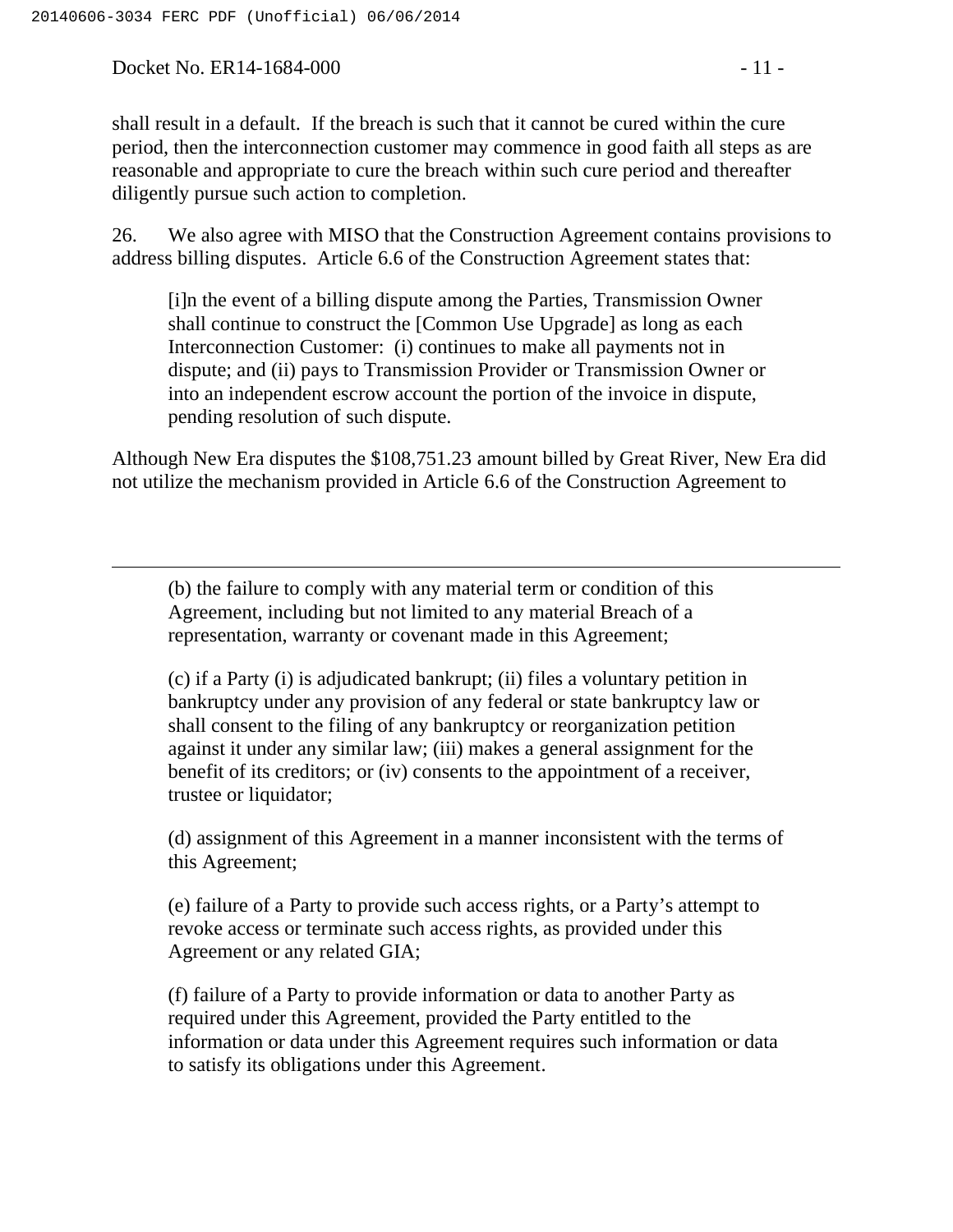shall result in a default. If the breach is such that it cannot be cured within the cure period, then the interconnection customer may commence in good faith all steps as are reasonable and appropriate to cure the breach within such cure period and thereafter diligently pursue such action to completion.

26. We also agree with MISO that the Construction Agreement contains provisions to address billing disputes. Article 6.6 of the Construction Agreement states that:

> [i]n the event of a billing dispute among the Parties, Transmission Owner shall continue to construct the [Common Use Upgrade] as long as each Interconnection Customer: (i) continues to make all payments not in dispute; and (ii) pays to Transmission Provider or Transmission Owner or into an independent escrow account the portion of the invoice in dispute, pending resolution of such dispute.

Although New Era disputes the $108,751.23 amount billed by Great River, New Era did not utilize the mechanism provided in Article 6.6 of the Construction Agreement to

---

> (b) the failure to comply with any material term or condition of this Agreement, including but not limited to any material Breach of a representation, warranty or covenant made in this Agreement;
>
> (c) if a Party (i) is adjudicated bankrupt; (ii) files a voluntary petition in bankruptcy under any provision of any federal or state bankruptcy law or shall consent to the filing of any bankruptcy or reorganization petition against it under any similar law; (iii) makes a general assignment for the benefit of its creditors; or (iv) consents to the appointment of a receiver, trustee or liquidator;
>
> (d) assignment of this Agreement in a manner inconsistent with the terms of this Agreement;
>
> (e) failure of a Party to provide such access rights, or a Party's attempt to revoke access or terminate such access rights, as provided under this Agreement or any related GIA;
>
> (f) failure of a Party to provide information or data to another Party as required under this Agreement, provided the Party entitled to the information or data under this Agreement requires such information or data to satisfy its obligations under this Agreement.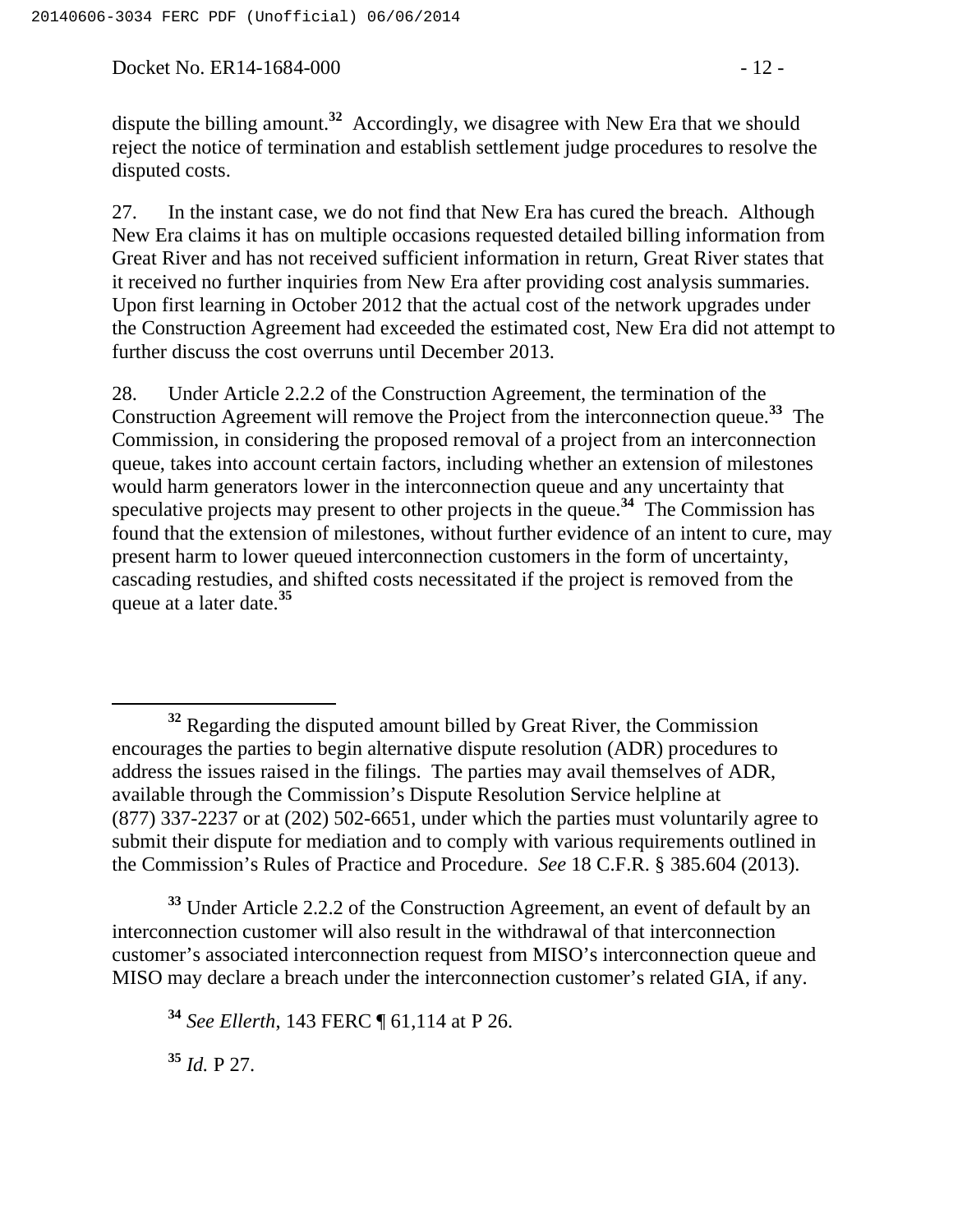dispute the billing amount.[32] Accordingly, we disagree with New Era that we should reject the notice of termination and establish settlement judge procedures to resolve the disputed costs.

27. In the instant case, we do not find that New Era has cured the breach. Although New Era claims it has on multiple occasions requested detailed billing information from Great River and has not received sufficient information in return, Great River states that it received no further inquiries from New Era after providing cost analysis summaries. Upon first learning in October 2012 that the actual cost of the network upgrades under the Construction Agreement had exceeded the estimated cost, New Era did not attempt to further discuss the cost overruns until December 2013.

28. Under Article 2.2.2 of the Construction Agreement, the termination of the Construction Agreement will remove the Project from the interconnection queue.[33] The Commission, in considering the proposed removal of a project from an interconnection queue, takes into account certain factors, including whether an extension of milestones would harm generators lower in the interconnection queue and any uncertainty that speculative projects may present to other projects in the queue.[34] The Commission has found that the extension of milestones, without further evidence of an intent to cure, may present harm to lower queued interconnection customers in the form of uncertainty, cascading restudies, and shifted costs necessitated if the project is removed from the queue at a later date.[35]

---

[32] Regarding the disputed amount billed by Great River, the Commission encourages the parties to begin alternative dispute resolution (ADR) procedures to address the issues raised in the filings. The parties may avail themselves of ADR, available through the Commission's Dispute Resolution Service helpline at (877) 337-2237 or at (202) 502-6651, under which the parties must voluntarily agree to submit their dispute for mediation and to comply with various requirements outlined in the Commission's Rules of Practice and Procedure. *See* 18 C.F.R. § 385.604 (2013).

[33] Under Article 2.2.2 of the Construction Agreement, an event of default by an interconnection customer will also result in the withdrawal of that interconnection customer's associated interconnection request from MISO's interconnection queue and MISO may declare a breach under the interconnection customer's related GIA, if any.

[34] *See Ellerth*, 143 FERC ¶ 61,114 at P 26.

[35] *Id.* P 27.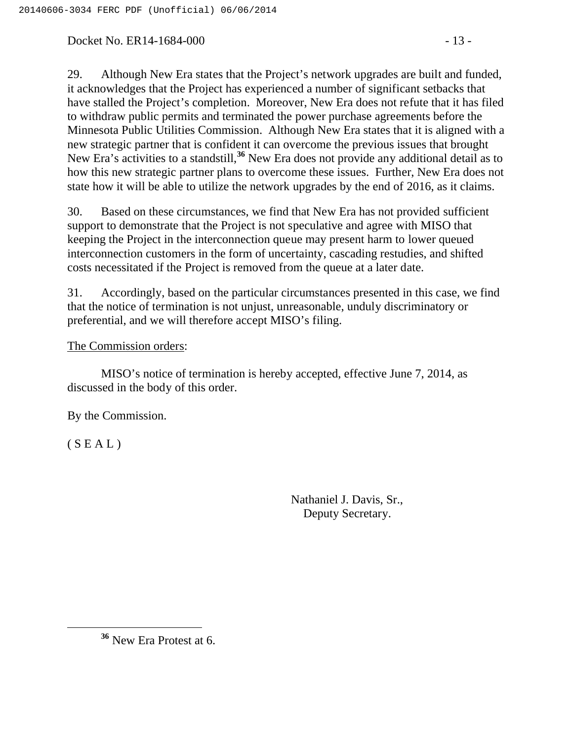29. Although New Era states that the Project's network upgrades are built and funded, it acknowledges that the Project has experienced a number of significant setbacks that have stalled the Project's completion. Moreover, New Era does not refute that it has filed to withdraw public permits and terminated the power purchase agreements before the Minnesota Public Utilities Commission. Although New Era states that it is aligned with a new strategic partner that is confident it can overcome the previous issues that brought New Era's activities to a standstill,[36] New Era does not provide any additional detail as to how this new strategic partner plans to overcome these issues. Further, New Era does not state how it will be able to utilize the network upgrades by the end of 2016, as it claims.

30. Based on these circumstances, we find that New Era has not provided sufficient support to demonstrate that the Project is not speculative and agree with MISO that keeping the Project in the interconnection queue may present harm to lower queued interconnection customers in the form of uncertainty, cascading restudies, and shifted costs necessitated if the Project is removed from the queue at a later date.

31. Accordingly, based on the particular circumstances presented in this case, we find that the notice of termination is not unjust, unreasonable, unduly discriminatory or preferential, and we will therefore accept MISO's filing.

The Commission orders:

MISO's notice of termination is hereby accepted, effective June 7, 2014, as discussed in the body of this order.

By the Commission.

( S E A L )

Nathaniel J. Davis, Sr.,
Deputy Secretary.

[36] New Era Protest at 6.